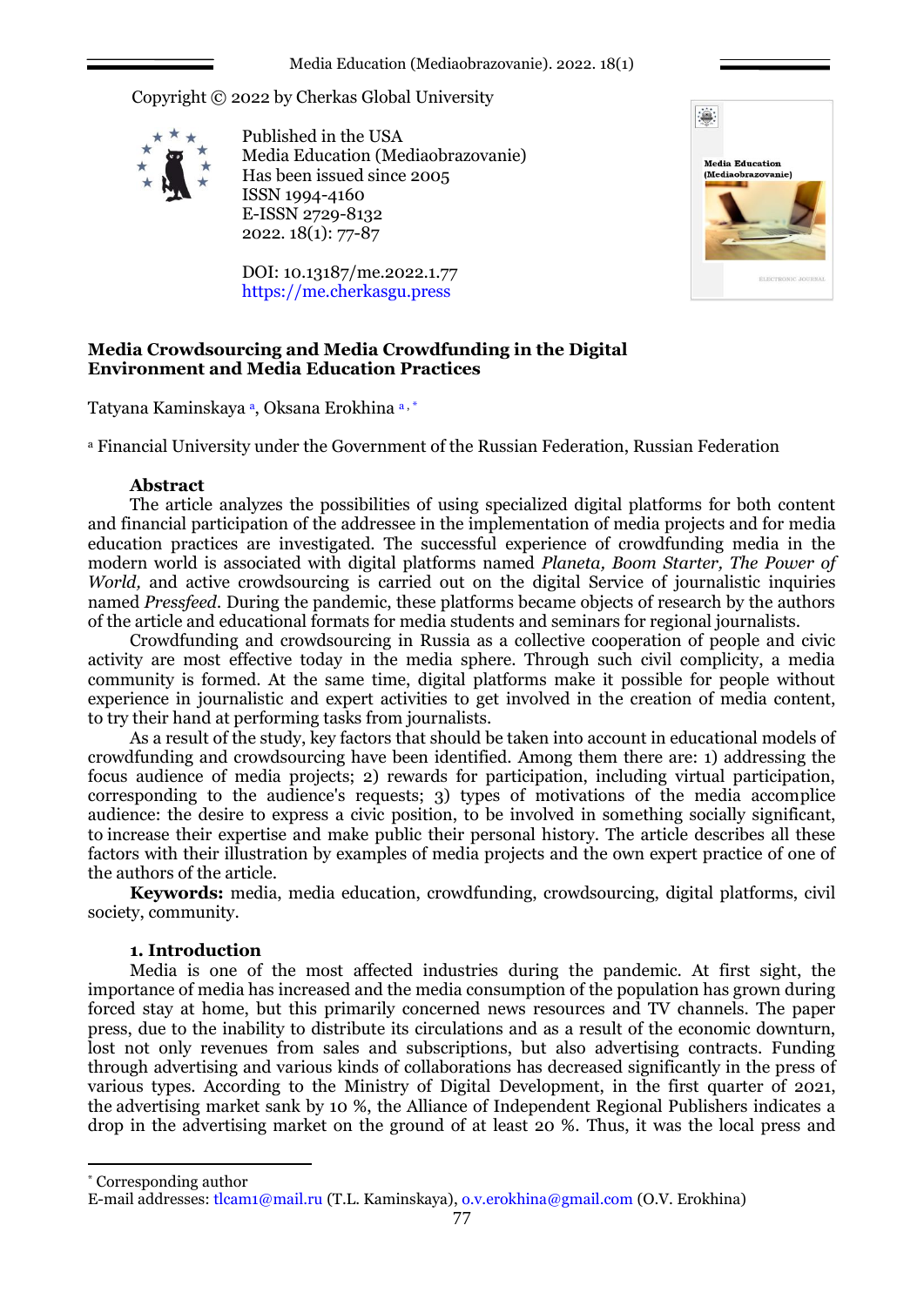Copyright © 2022 by Cherkas Global University

Published in the USA
Media Education (Mediaobrazovanie)
Has been issued since 2005
ISSN 1994-4160
E-ISSN 2729-8132
2022. 18(1): 77-87

DOI: 10.13187/me.2022.1.77
https://me.cherkasgu.press

# Media Crowdsourcing and Media Crowdfunding in the Digital Environment and Media Education Practices

Tatyana Kaminskaya [a], Oksana Erokhina [a, *]

[a] Financial University under the Government of the Russian Federation, Russian Federation

## Abstract

The article analyzes the possibilities of using specialized digital platforms for both content and financial participation of the addressee in the implementation of media projects and for media education practices are investigated. The successful experience of crowdfunding media in the modern world is associated with digital platforms named *Planeta, Boom Starter, The Power of World,* and active crowdsourcing is carried out on the digital Service of journalistic inquiries named *Pressfeed.* During the pandemic, these platforms became objects of research by the authors of the article and educational formats for media students and seminars for regional journalists.

Crowdfunding and crowdsourcing in Russia as a collective cooperation of people and civic activity are most effective today in the media sphere. Through such civil complicity, a media community is formed. At the same time, digital platforms make it possible for people without experience in journalistic and expert activities to get involved in the creation of media content, to try their hand at performing tasks from journalists.

As a result of the study, key factors that should be taken into account in educational models of crowdfunding and crowdsourcing have been identified. Among them there are: 1) addressing the focus audience of media projects; 2) rewards for participation, including virtual participation, corresponding to the audience's requests; 3) types of motivations of the media accomplice audience: the desire to express a civic position, to be involved in something socially significant, to increase their expertise and make public their personal history. The article describes all these factors with their illustration by examples of media projects and the own expert practice of one of the authors of the article.

**Keywords:** media, media education, crowdfunding, crowdsourcing, digital platforms, civil society, community.

## 1. Introduction

Media is one of the most affected industries during the pandemic. At first sight, the importance of media has increased and the media consumption of the population has grown during forced stay at home, but this primarily concerned news resources and TV channels. The paper press, due to the inability to distribute its circulations and as a result of the economic downturn, lost not only revenues from sales and subscriptions, but also advertising contracts. Funding through advertising and various kinds of collaborations has decreased significantly in the press of various types. According to the Ministry of Digital Development, in the first quarter of 2021, the advertising market sank by 10 %, the Alliance of Independent Regional Publishers indicates a drop in the advertising market on the ground of at least 20 %. Thus, it was the local press and

---

\* Corresponding author
E-mail addresses: tlcam1@mail.ru (T.L. Kaminskaya), o.v.erokhina@gmail.com (O.V. Erokhina)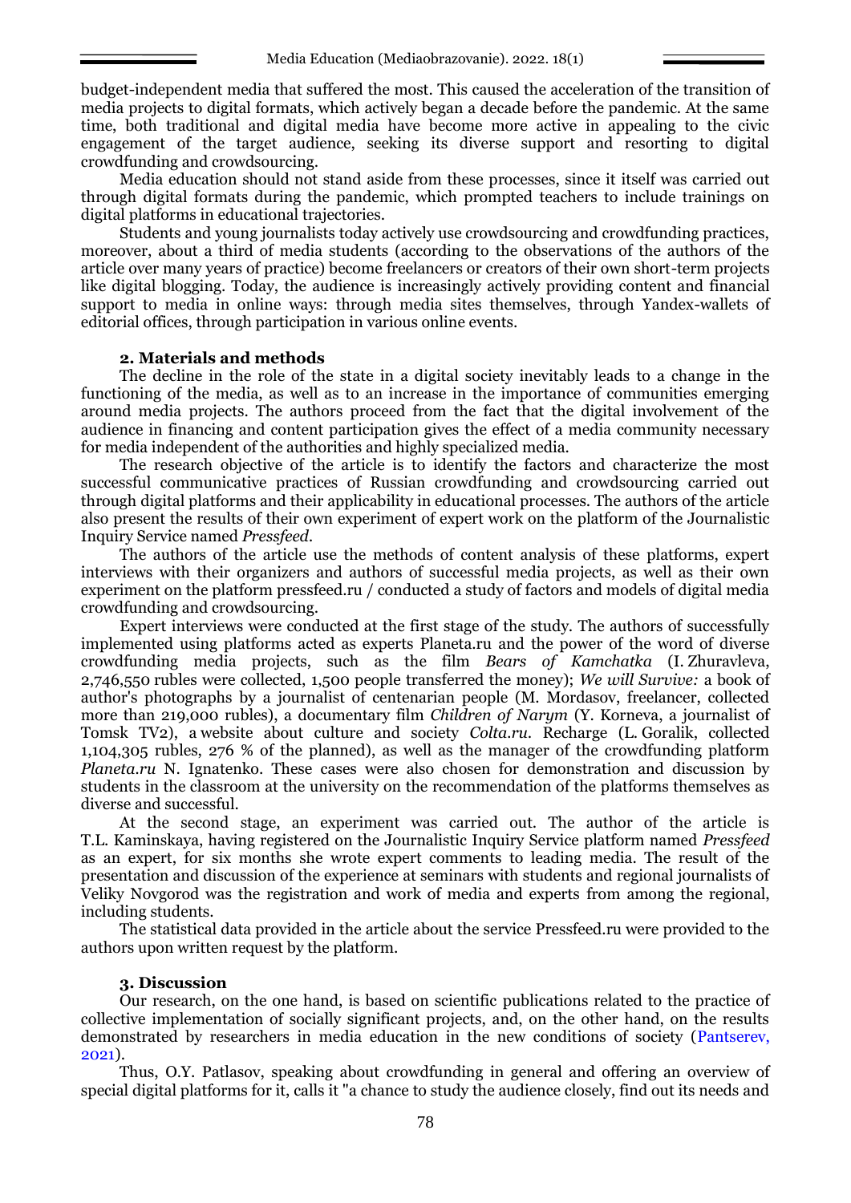budget-independent media that suffered the most. This caused the acceleration of the transition of media projects to digital formats, which actively began a decade before the pandemic. At the same time, both traditional and digital media have become more active in appealing to the civic engagement of the target audience, seeking its diverse support and resorting to digital crowdfunding and crowdsourcing.

Media education should not stand aside from these processes, since it itself was carried out through digital formats during the pandemic, which prompted teachers to include trainings on digital platforms in educational trajectories.

Students and young journalists today actively use crowdsourcing and crowdfunding practices, moreover, about a third of media students (according to the observations of the authors of the article over many years of practice) become freelancers or creators of their own short-term projects like digital blogging. Today, the audience is increasingly actively providing content and financial support to media in online ways: through media sites themselves, through Yandex-wallets of editorial offices, through participation in various online events.

## 2. Materials and methods

The decline in the role of the state in a digital society inevitably leads to a change in the functioning of the media, as well as to an increase in the importance of communities emerging around media projects. The authors proceed from the fact that the digital involvement of the audience in financing and content participation gives the effect of a media community necessary for media independent of the authorities and highly specialized media.

The research objective of the article is to identify the factors and characterize the most successful communicative practices of Russian crowdfunding and crowdsourcing carried out through digital platforms and their applicability in educational processes. The authors of the article also present the results of their own experiment of expert work on the platform of the Journalistic Inquiry Service named *Pressfeed*.

The authors of the article use the methods of content analysis of these platforms, expert interviews with their organizers and authors of successful media projects, as well as their own experiment on the platform pressfeed.ru / conducted a study of factors and models of digital media crowdfunding and crowdsourcing.

Expert interviews were conducted at the first stage of the study. The authors of successfully implemented using platforms acted as experts Planeta.ru and the power of the word of diverse crowdfunding media projects, such as the film *Bears of Kamchatka* (I. Zhuravleva, 2,746,550 rubles were collected, 1,500 people transferred the money); *We will Survive:* a book of author's photographs by a journalist of centenarian people (M. Mordasov, freelancer, collected more than 219,000 rubles), a documentary film *Children of Narym* (Y. Korneva, a journalist of Tomsk TV2), a website about culture and society *Colta.ru.* Recharge (L. Goralik, collected 1,104,305 rubles, 276 % of the planned), as well as the manager of the crowdfunding platform *Planeta.ru* N. Ignatenko. These cases were also chosen for demonstration and discussion by students in the classroom at the university on the recommendation of the platforms themselves as diverse and successful.

At the second stage, an experiment was carried out. The author of the article is T.L. Kaminskaya, having registered on the Journalistic Inquiry Service platform named *Pressfeed* as an expert, for six months she wrote expert comments to leading media. The result of the presentation and discussion of the experience at seminars with students and regional journalists of Veliky Novgorod was the registration and work of media and experts from among the regional, including students.

The statistical data provided in the article about the service Pressfeed.ru were provided to the authors upon written request by the platform.

## 3. Discussion

Our research, on the one hand, is based on scientific publications related to the practice of collective implementation of socially significant projects, and, on the other hand, on the results demonstrated by researchers in media education in the new conditions of society (Pantserev, 2021).

Thus, O.Y. Patlasov, speaking about crowdfunding in general and offering an overview of special digital platforms for it, calls it "a chance to study the audience closely, find out its needs and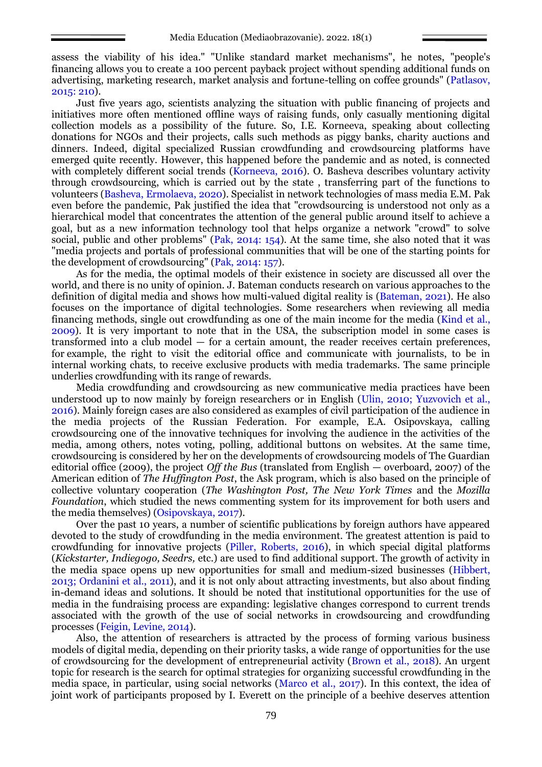assess the viability of his idea." "Unlike standard market mechanisms", he notes, "people's financing allows you to create a 100 percent payback project without spending additional funds on advertising, marketing research, market analysis and fortune-telling on coffee grounds" (Patlasov, 2015: 210).

Just five years ago, scientists analyzing the situation with public financing of projects and initiatives more often mentioned offline ways of raising funds, only casually mentioning digital collection models as a possibility of the future. So, I.E. Korneeva, speaking about collecting donations for NGOs and their projects, calls such methods as piggy banks, charity auctions and dinners. Indeed, digital specialized Russian crowdfunding and crowdsourcing platforms have emerged quite recently. However, this happened before the pandemic and as noted, is connected with completely different social trends (Korneeva, 2016). O. Basheva describes voluntary activity through crowdsourcing, which is carried out by the state , transferring part of the functions to volunteers (Basheva, Ermolaeva, 2020). Specialist in network technologies of mass media E.M. Pak even before the pandemic, Pak justified the idea that "crowdsourcing is understood not only as a hierarchical model that concentrates the attention of the general public around itself to achieve a goal, but as a new information technology tool that helps organize a network "crowd" to solve social, public and other problems" (Pak, 2014: 154). At the same time, she also noted that it was "media projects and portals of professional communities that will be one of the starting points for the development of crowdsourcing" (Pak, 2014: 157).

As for the media, the optimal models of their existence in society are discussed all over the world, and there is no unity of opinion. J. Bateman conducts research on various approaches to the definition of digital media and shows how multi-valued digital reality is (Bateman, 2021). He also focuses on the importance of digital technologies. Some researchers when reviewing all media financing methods, single out crowdfunding as one of the main income for the media (Kind et al., 2009). It is very important to note that in the USA, the subscription model in some cases is transformed into a club model — for a certain amount, the reader receives certain preferences, for example, the right to visit the editorial office and communicate with journalists, to be in internal working chats, to receive exclusive products with media trademarks. The same principle underlies crowdfunding with its range of rewards.

Media crowdfunding and crowdsourcing as new communicative media practices have been understood up to now mainly by foreign researchers or in English (Ulin, 2010; Yuzvovich et al., 2016). Mainly foreign cases are also considered as examples of civil participation of the audience in the media projects of the Russian Federation. For example, E.A. Osipovskaya, calling crowdsourcing one of the innovative techniques for involving the audience in the activities of the media, among others, notes voting, polling, additional buttons on websites. At the same time, crowdsourcing is considered by her on the developments of crowdsourcing models of The Guardian editorial office (2009), the project *Off the Bus* (translated from English — overboard, 2007) of the American edition of *The Huffington Post*, the Ask program, which is also based on the principle of collective voluntary cooperation (*The Washington Post, The New York Times* and the *Mozilla Foundation*, which studied the news commenting system for its improvement for both users and the media themselves) (Osipovskaya, 2017).

Over the past 10 years, a number of scientific publications by foreign authors have appeared devoted to the study of crowdfunding in the media environment. The greatest attention is paid to crowdfunding for innovative projects (Piller, Roberts, 2016), in which special digital platforms (*Kickstarter, Indiegogo, Seedrs,* etc.) are used to find additional support. The growth of activity in the media space opens up new opportunities for small and medium-sized businesses (Hibbert, 2013; Ordanini et al., 2011), and it is not only about attracting investments, but also about finding in-demand ideas and solutions. It should be noted that institutional opportunities for the use of media in the fundraising process are expanding: legislative changes correspond to current trends associated with the growth of the use of social networks in crowdsourcing and crowdfunding processes (Feigin, Levine, 2014).

Also, the attention of researchers is attracted by the process of forming various business models of digital media, depending on their priority tasks, a wide range of opportunities for the use of crowdsourcing for the development of entrepreneurial activity (Brown et al., 2018). An urgent topic for research is the search for optimal strategies for organizing successful crowdfunding in the media space, in particular, using social networks (Marco et al., 2017). In this context, the idea of joint work of participants proposed by I. Everett on the principle of a beehive deserves attention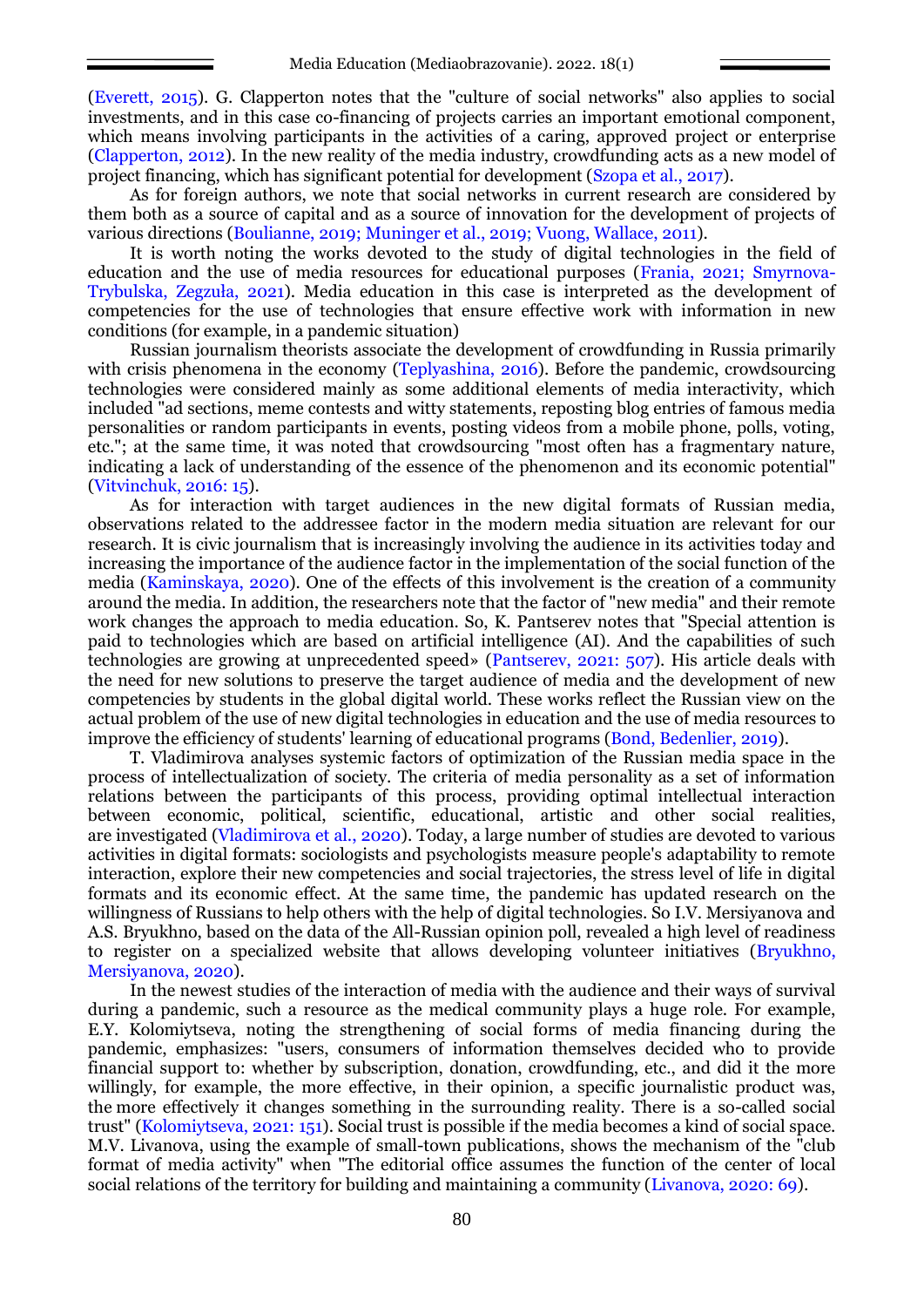(Everett, 2015). G. Clapperton notes that the "culture of social networks" also applies to social investments, and in this case co-financing of projects carries an important emotional component, which means involving participants in the activities of a caring, approved project or enterprise (Clapperton, 2012). In the new reality of the media industry, crowdfunding acts as a new model of project financing, which has significant potential for development (Szopa et al., 2017).

As for foreign authors, we note that social networks in current research are considered by them both as a source of capital and as a source of innovation for the development of projects of various directions (Boulianne, 2019; Muninger et al., 2019; Vuong, Wallace, 2011).

It is worth noting the works devoted to the study of digital technologies in the field of education and the use of media resources for educational purposes (Frania, 2021; Smyrnova-Trybulska, Zegzuła, 2021). Media education in this case is interpreted as the development of competencies for the use of technologies that ensure effective work with information in new conditions (for example, in a pandemic situation)

Russian journalism theorists associate the development of crowdfunding in Russia primarily with crisis phenomena in the economy (Teplyashina, 2016). Before the pandemic, crowdsourcing technologies were considered mainly as some additional elements of media interactivity, which included "ad sections, meme contests and witty statements, reposting blog entries of famous media personalities or random participants in events, posting videos from a mobile phone, polls, voting, etc."; at the same time, it was noted that crowdsourcing "most often has a fragmentary nature, indicating a lack of understanding of the essence of the phenomenon and its economic potential" (Vitvinchuk, 2016: 15).

As for interaction with target audiences in the new digital formats of Russian media, observations related to the addressee factor in the modern media situation are relevant for our research. It is civic journalism that is increasingly involving the audience in its activities today and increasing the importance of the audience factor in the implementation of the social function of the media (Kaminskaya, 2020). One of the effects of this involvement is the creation of a community around the media. In addition, the researchers note that the factor of "new media" and their remote work changes the approach to media education. So, K. Pantserev notes that "Special attention is paid to technologies which are based on artificial intelligence (AI). And the capabilities of such technologies are growing at unprecedented speed» (Pantserev, 2021: 507). His article deals with the need for new solutions to preserve the target audience of media and the development of new competencies by students in the global digital world. These works reflect the Russian view on the actual problem of the use of new digital technologies in education and the use of media resources to improve the efficiency of students' learning of educational programs (Bond, Bedenlier, 2019).

T. Vladimirova analyses systemic factors of optimization of the Russian media space in the process of intellectualization of society. The criteria of media personality as a set of information relations between the participants of this process, providing optimal intellectual interaction between economic, political, scientific, educational, artistic and other social realities, are investigated (Vladimirova et al., 2020). Today, a large number of studies are devoted to various activities in digital formats: sociologists and psychologists measure people's adaptability to remote interaction, explore their new competencies and social trajectories, the stress level of life in digital formats and its economic effect. At the same time, the pandemic has updated research on the willingness of Russians to help others with the help of digital technologies. So I.V. Mersiyanova and A.S. Bryukhno, based on the data of the All-Russian opinion poll, revealed a high level of readiness to register on a specialized website that allows developing volunteer initiatives (Bryukhno, Mersiyanova, 2020).

In the newest studies of the interaction of media with the audience and their ways of survival during a pandemic, such a resource as the medical community plays a huge role. For example, E.Y. Kolomiytseva, noting the strengthening of social forms of media financing during the pandemic, emphasizes: "users, consumers of information themselves decided who to provide financial support to: whether by subscription, donation, crowdfunding, etc., and did it the more willingly, for example, the more effective, in their opinion, a specific journalistic product was, the more effectively it changes something in the surrounding reality. There is a so-called social trust" (Kolomiytseva, 2021: 151). Social trust is possible if the media becomes a kind of social space. M.V. Livanova, using the example of small-town publications, shows the mechanism of the "club format of media activity" when "The editorial office assumes the function of the center of local social relations of the territory for building and maintaining a community (Livanova, 2020: 69).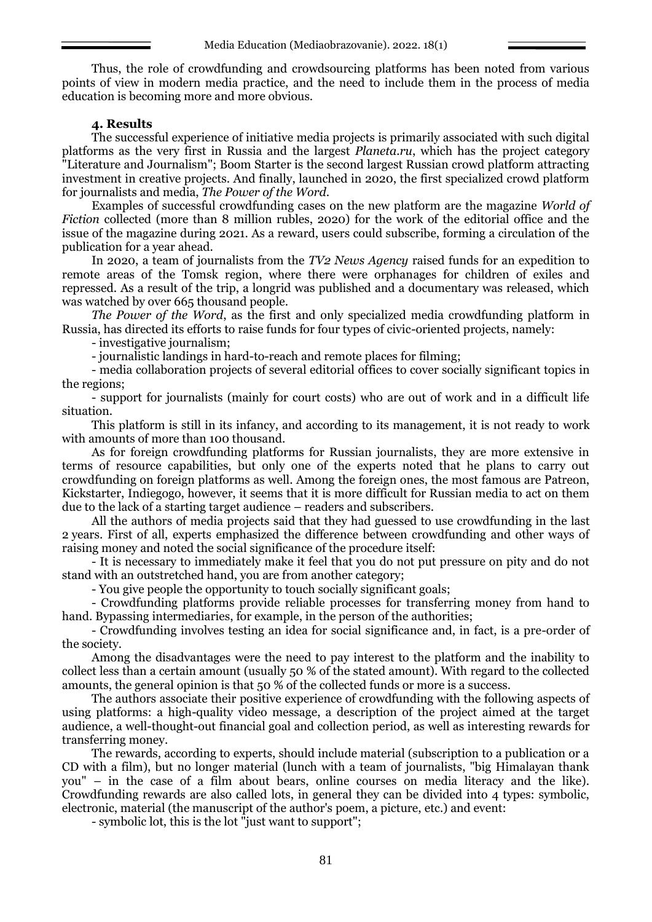Thus, the role of crowdfunding and crowdsourcing platforms has been noted from various points of view in modern media practice, and the need to include them in the process of media education is becoming more and more obvious.

## 4. Results

The successful experience of initiative media projects is primarily associated with such digital platforms as the very first in Russia and the largest *Planeta.ru*, which has the project category "Literature and Journalism"; Boom Starter is the second largest Russian crowd platform attracting investment in creative projects. And finally, launched in 2020, the first specialized crowd platform for journalists and media, *The Power of the Word*.

Examples of successful crowdfunding cases on the new platform are the magazine *World of Fiction* collected (more than 8 million rubles, 2020) for the work of the editorial office and the issue of the magazine during 2021. As a reward, users could subscribe, forming a circulation of the publication for a year ahead.

In 2020, a team of journalists from the *TV2 News Agency* raised funds for an expedition to remote areas of the Tomsk region, where there were orphanages for children of exiles and repressed. As a result of the trip, a longrid was published and a documentary was released, which was watched by over 665 thousand people.

*The Power of the Word*, as the first and only specialized media crowdfunding platform in Russia, has directed its efforts to raise funds for four types of civic-oriented projects, namely:

- investigative journalism;
- journalistic landings in hard-to-reach and remote places for filming;
- media collaboration projects of several editorial offices to cover socially significant topics in the regions;
- support for journalists (mainly for court costs) who are out of work and in a difficult life situation.

This platform is still in its infancy, and according to its management, it is not ready to work with amounts of more than 100 thousand.

As for foreign crowdfunding platforms for Russian journalists, they are more extensive in terms of resource capabilities, but only one of the experts noted that he plans to carry out crowdfunding on foreign platforms as well. Among the foreign ones, the most famous are Patreon, Kickstarter, Indiegogo, however, it seems that it is more difficult for Russian media to act on them due to the lack of a starting target audience – readers and subscribers.

All the authors of media projects said that they had guessed to use crowdfunding in the last 2 years. First of all, experts emphasized the difference between crowdfunding and other ways of raising money and noted the social significance of the procedure itself:

- It is necessary to immediately make it feel that you do not put pressure on pity and do not stand with an outstretched hand, you are from another category;
- You give people the opportunity to touch socially significant goals;
- Crowdfunding platforms provide reliable processes for transferring money from hand to hand. Bypassing intermediaries, for example, in the person of the authorities;
- Crowdfunding involves testing an idea for social significance and, in fact, is a pre-order of the society.

Among the disadvantages were the need to pay interest to the platform and the inability to collect less than a certain amount (usually 50 % of the stated amount). With regard to the collected amounts, the general opinion is that 50 % of the collected funds or more is a success.

The authors associate their positive experience of crowdfunding with the following aspects of using platforms: a high-quality video message, a description of the project aimed at the target audience, a well-thought-out financial goal and collection period, as well as interesting rewards for transferring money.

The rewards, according to experts, should include material (subscription to a publication or a CD with a film), but no longer material (lunch with a team of journalists, "big Himalayan thank you" – in the case of a film about bears, online courses on media literacy and the like). Crowdfunding rewards are also called lots, in general they can be divided into 4 types: symbolic, electronic, material (the manuscript of the author's poem, a picture, etc.) and event:

- symbolic lot, this is the lot "just want to support";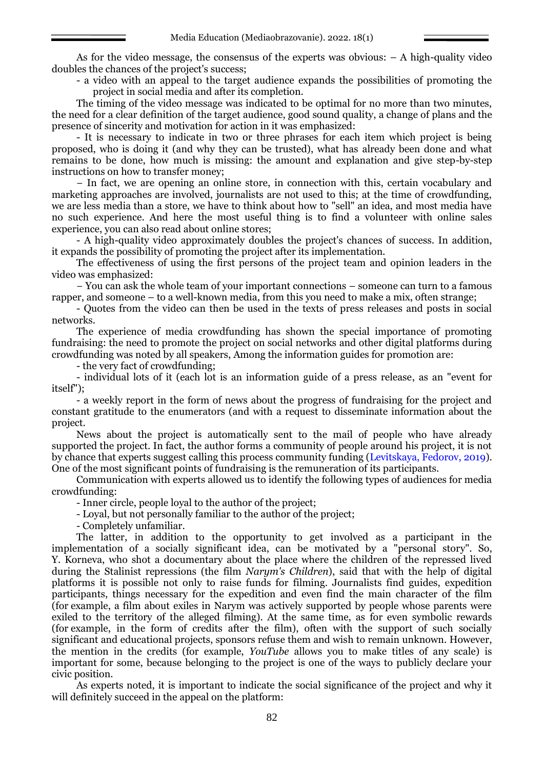As for the video message, the consensus of the experts was obvious: – A high-quality video doubles the chances of the project's success;

- a video with an appeal to the target audience expands the possibilities of promoting the project in social media and after its completion.

The timing of the video message was indicated to be optimal for no more than two minutes, the need for a clear definition of the target audience, good sound quality, a change of plans and the presence of sincerity and motivation for action in it was emphasized:

- It is necessary to indicate in two or three phrases for each item which project is being proposed, who is doing it (and why they can be trusted), what has already been done and what remains to be done, how much is missing: the amount and explanation and give step-by-step instructions on how to transfer money;

– In fact, we are opening an online store, in connection with this, certain vocabulary and marketing approaches are involved, journalists are not used to this; at the time of crowdfunding, we are less media than a store, we have to think about how to "sell" an idea, and most media have no such experience. And here the most useful thing is to find a volunteer with online sales experience, you can also read about online stores;

- A high-quality video approximately doubles the project's chances of success. In addition, it expands the possibility of promoting the project after its implementation.

The effectiveness of using the first persons of the project team and opinion leaders in the video was emphasized:

– You can ask the whole team of your important connections – someone can turn to a famous rapper, and someone – to a well-known media, from this you need to make a mix, often strange;

- Quotes from the video can then be used in the texts of press releases and posts in social networks.

The experience of media crowdfunding has shown the special importance of promoting fundraising: the need to promote the project on social networks and other digital platforms during crowdfunding was noted by all speakers, Among the information guides for promotion are:

- the very fact of crowdfunding;
- individual lots of it (each lot is an information guide of a press release, as an "event for itself");
- a weekly report in the form of news about the progress of fundraising for the project and constant gratitude to the enumerators (and with a request to disseminate information about the project.

News about the project is automatically sent to the mail of people who have already supported the project. In fact, the author forms a community of people around his project, it is not by chance that experts suggest calling this process community funding (Levitskaya, Fedorov, 2019). One of the most significant points of fundraising is the remuneration of its participants.

Communication with experts allowed us to identify the following types of audiences for media crowdfunding:

- Inner circle, people loyal to the author of the project;
- Loyal, but not personally familiar to the author of the project;
- Completely unfamiliar.

The latter, in addition to the opportunity to get involved as a participant in the implementation of a socially significant idea, can be motivated by a "personal story". So, Y. Korneva, who shot a documentary about the place where the children of the repressed lived during the Stalinist repressions (the film *Narym's Children*), said that with the help of digital platforms it is possible not only to raise funds for filming. Journalists find guides, expedition participants, things necessary for the expedition and even find the main character of the film (for example, a film about exiles in Narym was actively supported by people whose parents were exiled to the territory of the alleged filming). At the same time, as for even symbolic rewards (for example, in the form of credits after the film), often with the support of such socially significant and educational projects, sponsors refuse them and wish to remain unknown. However, the mention in the credits (for example, *YouTube* allows you to make titles of any scale) is important for some, because belonging to the project is one of the ways to publicly declare your civic position.

As experts noted, it is important to indicate the social significance of the project and why it will definitely succeed in the appeal on the platform: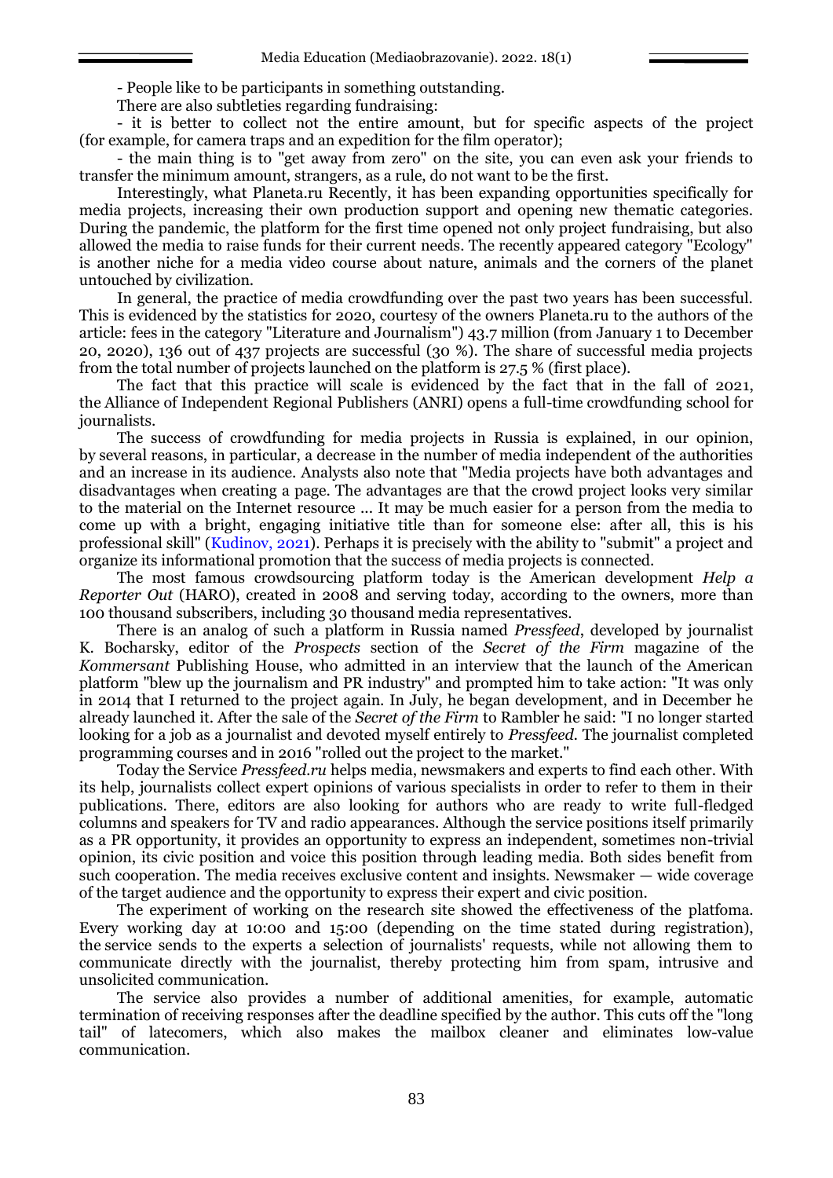- People like to be participants in something outstanding.

There are also subtleties regarding fundraising:

- it is better to collect not the entire amount, but for specific aspects of the project (for example, for camera traps and an expedition for the film operator);

- the main thing is to "get away from zero" on the site, you can even ask your friends to transfer the minimum amount, strangers, as a rule, do not want to be the first.

Interestingly, what Planeta.ru Recently, it has been expanding opportunities specifically for media projects, increasing their own production support and opening new thematic categories. During the pandemic, the platform for the first time opened not only project fundraising, but also allowed the media to raise funds for their current needs. The recently appeared category "Ecology" is another niche for a media video course about nature, animals and the corners of the planet untouched by civilization.

In general, the practice of media crowdfunding over the past two years has been successful. This is evidenced by the statistics for 2020, courtesy of the owners Planeta.ru to the authors of the article: fees in the category "Literature and Journalism") 43.7 million (from January 1 to December 20, 2020), 136 out of 437 projects are successful (30 %). The share of successful media projects from the total number of projects launched on the platform is 27.5 % (first place).

The fact that this practice will scale is evidenced by the fact that in the fall of 2021, the Alliance of Independent Regional Publishers (ANRI) opens a full-time crowdfunding school for journalists.

The success of crowdfunding for media projects in Russia is explained, in our opinion, by several reasons, in particular, a decrease in the number of media independent of the authorities and an increase in its audience. Analysts also note that "Media projects have both advantages and disadvantages when creating a page. The advantages are that the crowd project looks very similar to the material on the Internet resource ... It may be much easier for a person from the media to come up with a bright, engaging initiative title than for someone else: after all, this is his professional skill" (Kudinov, 2021). Perhaps it is precisely with the ability to "submit" a project and organize its informational promotion that the success of media projects is connected.

The most famous crowdsourcing platform today is the American development *Help a Reporter Out* (HARO), created in 2008 and serving today, according to the owners, more than 100 thousand subscribers, including 30 thousand media representatives.

There is an analog of such a platform in Russia named *Pressfeed*, developed by journalist K. Bocharsky, editor of the *Prospects* section of the *Secret of the Firm* magazine of the *Kommersant* Publishing House, who admitted in an interview that the launch of the American platform "blew up the journalism and PR industry" and prompted him to take action: "It was only in 2014 that I returned to the project again. In July, he began development, and in December he already launched it. After the sale of the *Secret of the Firm* to Rambler he said: "I no longer started looking for a job as a journalist and devoted myself entirely to *Pressfeed*. The journalist completed programming courses and in 2016 "rolled out the project to the market."

Today the Service *Pressfeed.ru* helps media, newsmakers and experts to find each other. With its help, journalists collect expert opinions of various specialists in order to refer to them in their publications. There, editors are also looking for authors who are ready to write full-fledged columns and speakers for TV and radio appearances. Although the service positions itself primarily as a PR opportunity, it provides an opportunity to express an independent, sometimes non-trivial opinion, its civic position and voice this position through leading media. Both sides benefit from such cooperation. The media receives exclusive content and insights. Newsmaker — wide coverage of the target audience and the opportunity to express their expert and civic position.

The experiment of working on the research site showed the effectiveness of the platfoma. Every working day at 10:00 and 15:00 (depending on the time stated during registration), the service sends to the experts a selection of journalists' requests, while not allowing them to communicate directly with the journalist, thereby protecting him from spam, intrusive and unsolicited communication.

The service also provides a number of additional amenities, for example, automatic termination of receiving responses after the deadline specified by the author. This cuts off the "long tail" of latecomers, which also makes the mailbox cleaner and eliminates low-value communication.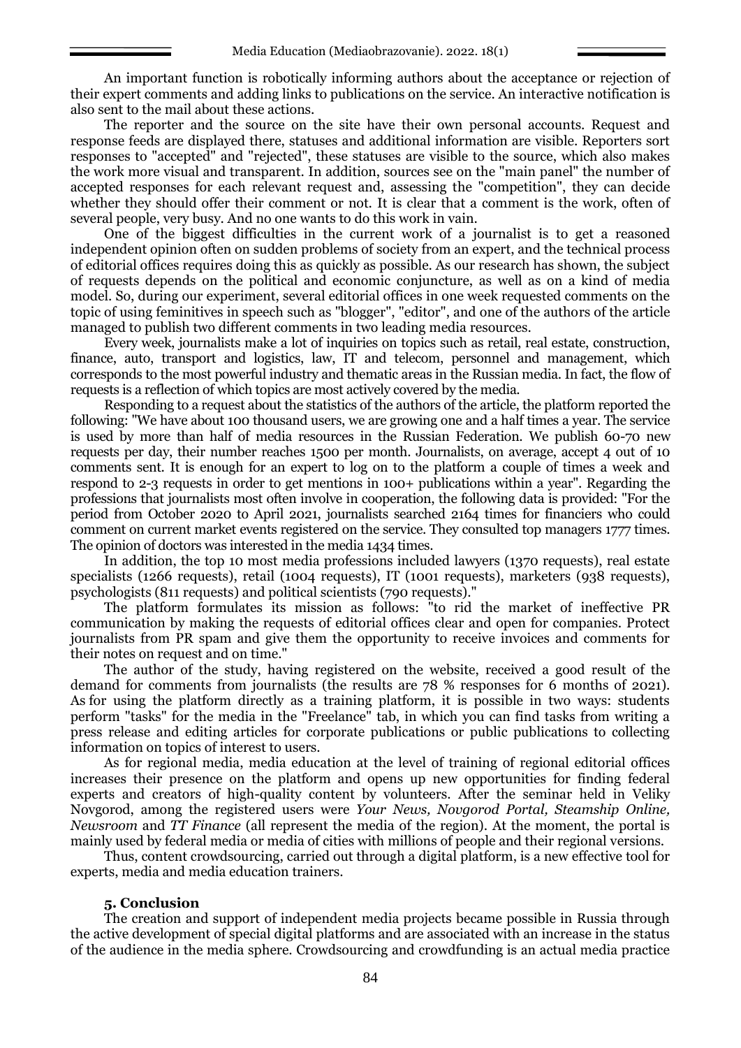An important function is robotically informing authors about the acceptance or rejection of their expert comments and adding links to publications on the service. An interactive notification is also sent to the mail about these actions.

The reporter and the source on the site have their own personal accounts. Request and response feeds are displayed there, statuses and additional information are visible. Reporters sort responses to "accepted" and "rejected", these statuses are visible to the source, which also makes the work more visual and transparent. In addition, sources see on the "main panel" the number of accepted responses for each relevant request and, assessing the "competition", they can decide whether they should offer their comment or not. It is clear that a comment is the work, often of several people, very busy. And no one wants to do this work in vain.

One of the biggest difficulties in the current work of a journalist is to get a reasoned independent opinion often on sudden problems of society from an expert, and the technical process of editorial offices requires doing this as quickly as possible. As our research has shown, the subject of requests depends on the political and economic conjuncture, as well as on a kind of media model. So, during our experiment, several editorial offices in one week requested comments on the topic of using feminitives in speech such as "blogger", "editor", and one of the authors of the article managed to publish two different comments in two leading media resources.

Every week, journalists make a lot of inquiries on topics such as retail, real estate, construction, finance, auto, transport and logistics, law, IT and telecom, personnel and management, which corresponds to the most powerful industry and thematic areas in the Russian media. In fact, the flow of requests is a reflection of which topics are most actively covered by the media.

Responding to a request about the statistics of the authors of the article, the platform reported the following: "We have about 100 thousand users, we are growing one and a half times a year. The service is used by more than half of media resources in the Russian Federation. We publish 60-70 new requests per day, their number reaches 1500 per month. Journalists, on average, accept 4 out of 10 comments sent. It is enough for an expert to log on to the platform a couple of times a week and respond to 2-3 requests in order to get mentions in 100+ publications within a year". Regarding the professions that journalists most often involve in cooperation, the following data is provided: "For the period from October 2020 to April 2021, journalists searched 2164 times for financiers who could comment on current market events registered on the service. They consulted top managers 1777 times. The opinion of doctors was interested in the media 1434 times.

In addition, the top 10 most media professions included lawyers (1370 requests), real estate specialists (1266 requests), retail (1004 requests), IT (1001 requests), marketers (938 requests), psychologists (811 requests) and political scientists (790 requests)."

The platform formulates its mission as follows: "to rid the market of ineffective PR communication by making the requests of editorial offices clear and open for companies. Protect journalists from PR spam and give them the opportunity to receive invoices and comments for their notes on request and on time."

The author of the study, having registered on the website, received a good result of the demand for comments from journalists (the results are 78 % responses for 6 months of 2021). As for using the platform directly as a training platform, it is possible in two ways: students perform "tasks" for the media in the "Freelance" tab, in which you can find tasks from writing a press release and editing articles for corporate publications or public publications to collecting information on topics of interest to users.

As for regional media, media education at the level of training of regional editorial offices increases their presence on the platform and opens up new opportunities for finding federal experts and creators of high-quality content by volunteers. After the seminar held in Veliky Novgorod, among the registered users were *Your News, Novgorod Portal, Steamship Online, Newsroom* and *TT Finance* (all represent the media of the region). At the moment, the portal is mainly used by federal media or media of cities with millions of people and their regional versions.

Thus, content crowdsourcing, carried out through a digital platform, is a new effective tool for experts, media and media education trainers.

## 5. Conclusion

The creation and support of independent media projects became possible in Russia through the active development of special digital platforms and are associated with an increase in the status of the audience in the media sphere. Crowdsourcing and crowdfunding is an actual media practice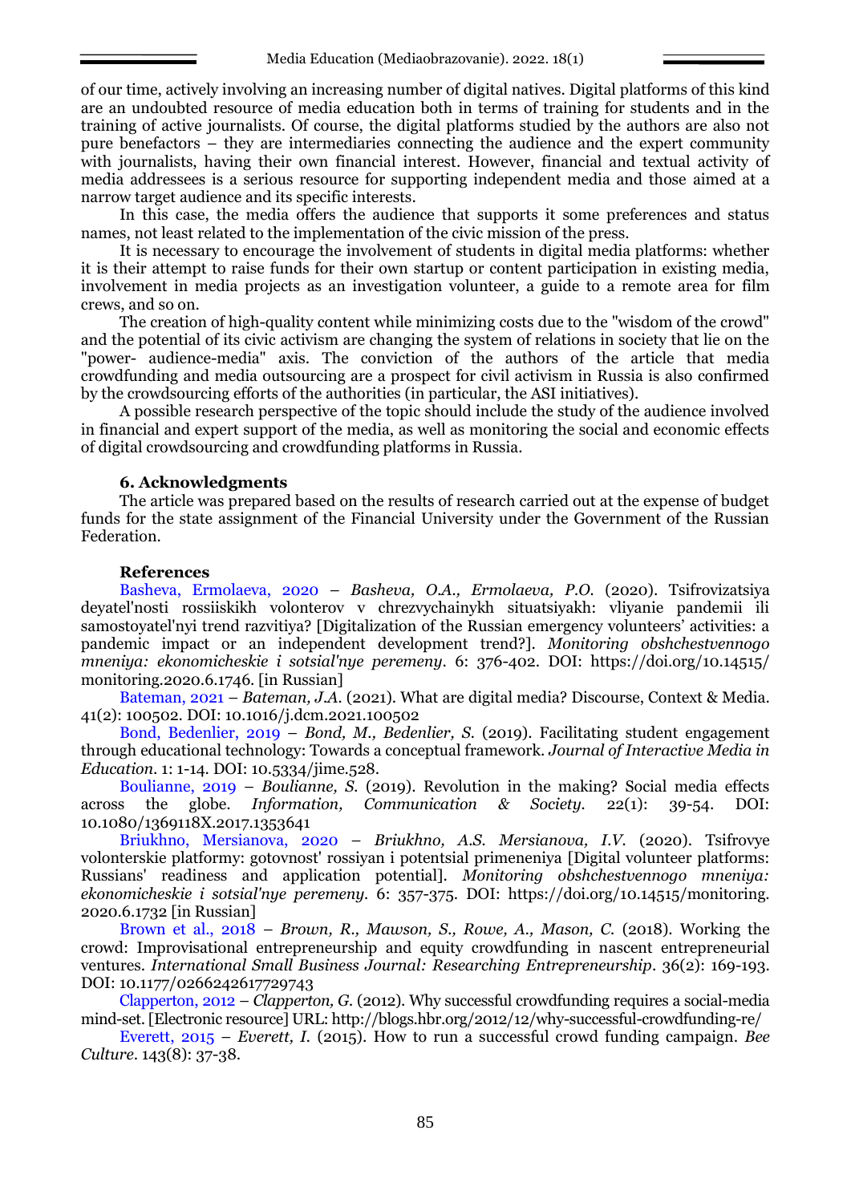of our time, actively involving an increasing number of digital natives. Digital platforms of this kind are an undoubted resource of media education both in terms of training for students and in the training of active journalists. Of course, the digital platforms studied by the authors are also not pure benefactors – they are intermediaries connecting the audience and the expert community with journalists, having their own financial interest. However, financial and textual activity of media addressees is a serious resource for supporting independent media and those aimed at a narrow target audience and its specific interests.

In this case, the media offers the audience that supports it some preferences and status names, not least related to the implementation of the civic mission of the press.

It is necessary to encourage the involvement of students in digital media platforms: whether it is their attempt to raise funds for their own startup or content participation in existing media, involvement in media projects as an investigation volunteer, a guide to a remote area for film crews, and so on.

The creation of high-quality content while minimizing costs due to the "wisdom of the crowd" and the potential of its civic activism are changing the system of relations in society that lie on the "power- audience-media" axis. The conviction of the authors of the article that media crowdfunding and media outsourcing are a prospect for civil activism in Russia is also confirmed by the crowdsourcing efforts of the authorities (in particular, the ASI initiatives).

A possible research perspective of the topic should include the study of the audience involved in financial and expert support of the media, as well as monitoring the social and economic effects of digital crowdsourcing and crowdfunding platforms in Russia.

### 6. Acknowledgments

The article was prepared based on the results of research carried out at the expense of budget funds for the state assignment of the Financial University under the Government of the Russian Federation.

### References

Basheva, Ermolaeva, 2020 – *Basheva, O.A., Ermolaeva, P.O.* (2020). Tsifrovizatsiya deyatel'nosti rossiiskikh volonterov v chrezvychainykh situatsiyakh: vliyanie pandemii ili samostoyatel'nyi trend razvitiya? [Digitalization of the Russian emergency volunteers' activities: a pandemic impact or an independent development trend?]. *Monitoring obshchestvennogo mneniya: ekonomicheskie i sotsial'nye peremeny*. 6: 376-402. DOI: https://doi.org/10.14515/monitoring.2020.6.1746. [in Russian]

Bateman, 2021 – *Bateman, J.A.* (2021). What are digital media? Discourse, Context & Media. 41(2): 100502. DOI: 10.1016/j.dcm.2021.100502

Bond, Bedenlier, 2019 – *Bond, M., Bedenlier, S.* (2019). Facilitating student engagement through educational technology: Towards a conceptual framework. *Journal of Interactive Media in Education*. 1: 1-14. DOI: 10.5334/jime.528.

Boulianne, 2019 – *Boulianne, S.* (2019). Revolution in the making? Social media effects across the globe. *Information, Communication & Society*. 22(1): 39-54. DOI: 10.1080/1369118X.2017.1353641

Briukhno, Mersianova, 2020 – *Briukhno, A.S. Mersianova, I.V.* (2020). Tsifrovye volonterskie platformy: gotovnost' rossiyan i potentsial primeneniya [Digital volunteer platforms: Russians' readiness and application potential]. *Monitoring obshchestvennogo mneniya: ekonomicheskie i sotsial'nye peremeny*. 6: 357-375. DOI: https://doi.org/10.14515/monitoring.2020.6.1732 [in Russian]

Brown et al., 2018 – *Brown, R., Mawson, S., Rowe, A., Mason, C.* (2018). Working the crowd: Improvisational entrepreneurship and equity crowdfunding in nascent entrepreneurial ventures. *International Small Business Journal: Researching Entrepreneurship*. 36(2): 169-193. DOI: 10.1177/0266242617729743

Clapperton, 2012 – *Clapperton, G.* (2012). Why successful crowdfunding requires a social-media mind-set. [Electronic resource] URL: http://blogs.hbr.org/2012/12/why-successful-crowdfunding-re/

Everett, 2015 – *Everett, I.* (2015). How to run a successful crowd funding campaign. *Bee Culture*. 143(8): 37-38.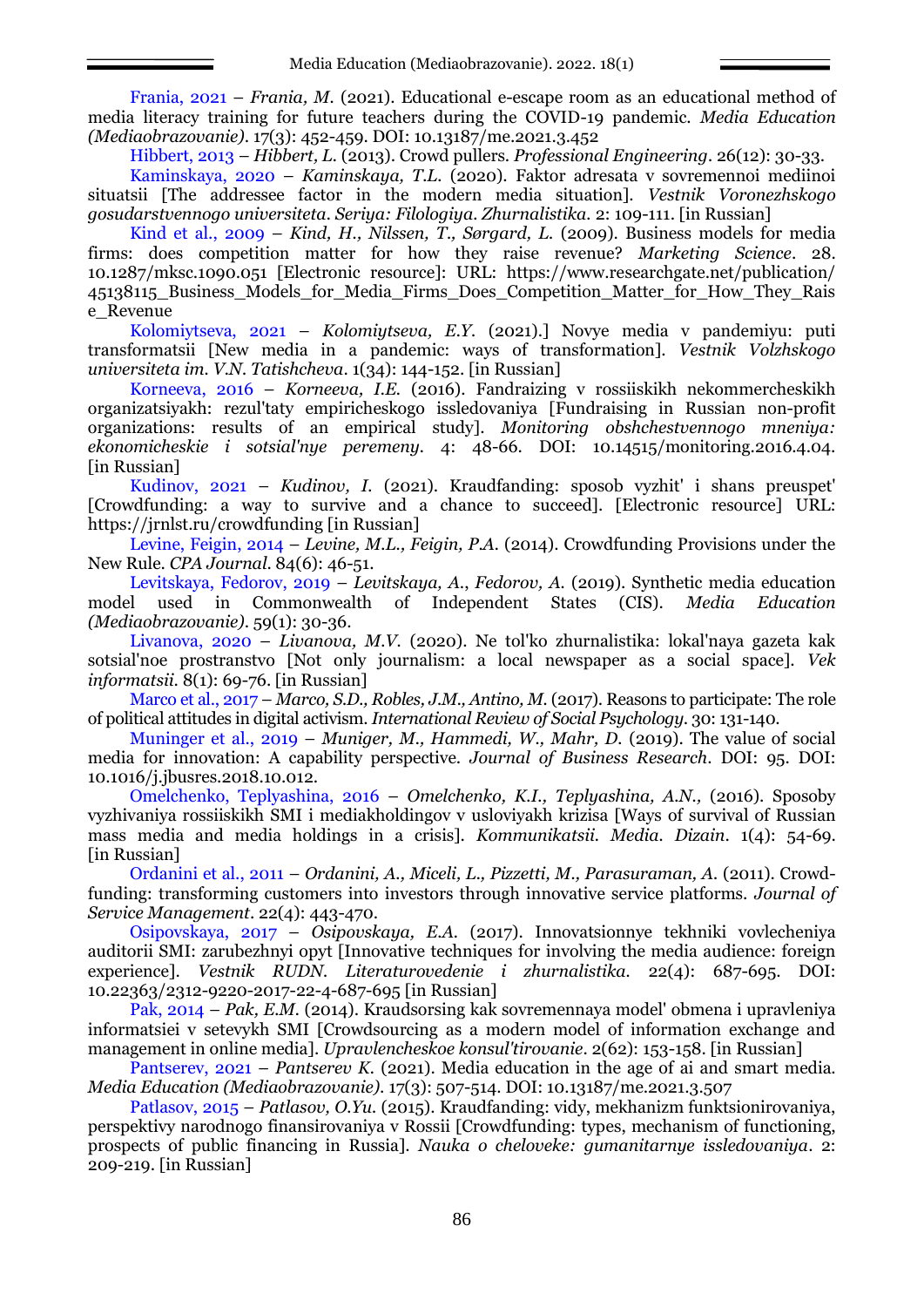Frania, 2021 – *Frania, M.* (2021). Educational e-escape room as an educational method of media literacy training for future teachers during the COVID-19 pandemic. *Media Education (Mediaobrazovanie)*. 17(3): 452-459. DOI: 10.13187/me.2021.3.452

Hibbert, 2013 – *Hibbert, L.* (2013). Crowd pullers. *Professional Engineering*. 26(12): 30-33.

Kaminskaya, 2020 – *Kaminskaya, T.L.* (2020). Faktor adresata v sovremennoi mediinoi situatsii [The addressee factor in the modern media situation]. *Vestnik Voronezhskogo gosudarstvennogo universiteta. Seriya: Filologiya. Zhurnalistika.* 2: 109-111. [in Russian]

Kind et al., 2009 – *Kind, H., Nilssen, T., Sørgard, L.* (2009). Business models for media firms: does competition matter for how they raise revenue? *Marketing Science*. 28. 10.1287/mksc.1090.051 [Electronic resource]: URL: https://www.researchgate.net/publication/45138115_Business_Models_for_Media_Firms_Does_Competition_Matter_for_How_They_Raise_Revenue

Kolomiytseva, 2021 – *Kolomiytseva, E.Y.* (2021).] Novye media v pandemiyu: puti transformatsii [New media in a pandemic: ways of transformation]. *Vestnik Volzhskogo universiteta im. V.N. Tatishcheva*. 1(34): 144-152. [in Russian]

Korneeva, 2016 – *Korneeva, I.E.* (2016). Fandraizing v rossiiskikh nekommercheskikh organizatsiyakh: rezul'taty empiricheskogo issledovaniya [Fundraising in Russian non-profit organizations: results of an empirical study]. *Monitoring obshchestvennogo mneniya: ekonomicheskie i sotsial'nye peremeny*. 4: 48-66. DOI: 10.14515/monitoring.2016.4.04. [in Russian]

Kudinov, 2021 – *Kudinov, I.* (2021). Kraudfanding: sposob vyzhit' i shans preuspet' [Crowdfunding: a way to survive and a chance to succeed]. [Electronic resource] URL: https://jrnlst.ru/crowdfunding [in Russian]

Levine, Feigin, 2014 – *Levine, M.L., Feigin, P.A.* (2014). Crowdfunding Provisions under the New Rule. *CPA Journal*. 84(6): 46-51.

Levitskaya, Fedorov, 2019 – *Levitskaya, A., Fedorov, A.* (2019). Synthetic media education model used in Commonwealth of Independent States (CIS). *Media Education (Mediaobrazovanie)*. 59(1): 30-36.

Livanova, 2020 – *Livanova, M.V.* (2020). Ne tol'ko zhurnalistika: lokal'naya gazeta kak sotsial'noe prostranstvo [Not only journalism: a local newspaper as a social space]. *Vek informatsii*. 8(1): 69-76. [in Russian]

Marco et al., 2017 – *Marco, S.D., Robles, J.M., Antino, M.* (2017). Reasons to participate: The role of political attitudes in digital activism. *International Review of Social Psychology*. 30: 131-140.

Muninger et al., 2019 – *Muniger, M., Hammedi, W., Mahr, D.* (2019). The value of social media for innovation: A capability perspective. *Journal of Business Research*. DOI: 95. DOI: 10.1016/j.jbusres.2018.10.012.

Omelchenko, Teplyashina, 2016 – *Omelchenko, K.I., Teplyashina, A.N.,* (2016). Sposoby vyzhivaniya rossiiskikh SMI i mediakholdingov v usloviyakh krizisa [Ways of survival of Russian mass media and media holdings in a crisis]. *Kommunikatsii. Media. Dizain*. 1(4): 54-69. [in Russian]

Ordanini et al., 2011 – *Ordanini, A., Miceli, L., Pizzetti, M., Parasuraman, A.* (2011). Crowd-funding: transforming customers into investors through innovative service platforms. *Journal of Service Management*. 22(4): 443-470.

Osipovskaya, 2017 – *Osipovskaya, E.A.* (2017). Innovatsionnye tekhniki vovlecheniya auditorii SMI: zarubezhnyi opyt [Innovative techniques for involving the media audience: foreign experience]. *Vestnik RUDN. Literaturovedenie i zhurnalistika*. 22(4): 687-695. DOI: 10.22363/2312-9220-2017-22-4-687-695 [in Russian]

Pak, 2014 – *Pak, E.M.* (2014). Kraudsorsing kak sovremennaya model' obmena i upravleniya informatsiei v setevykh SMI [Crowdsourcing as a modern model of information exchange and management in online media]. *Upravlencheskoe konsul'tirovanie*. 2(62): 153-158. [in Russian]

Pantserev, 2021 – *Pantserev K.* (2021). Media education in the age of ai and smart media. *Media Education (Mediaobrazovanie)*. 17(3): 507-514. DOI: 10.13187/me.2021.3.507

Patlasov, 2015 – *Patlasov, O.Yu.* (2015). Kraudfanding: vidy, mekhanizm funktsionirovaniya, perspektivy narodnogo finansirovaniya v Rossii [Crowdfunding: types, mechanism of functioning, prospects of public financing in Russia]. *Nauka o cheloveke: gumanitarnye issledovaniya*. 2: 209-219. [in Russian]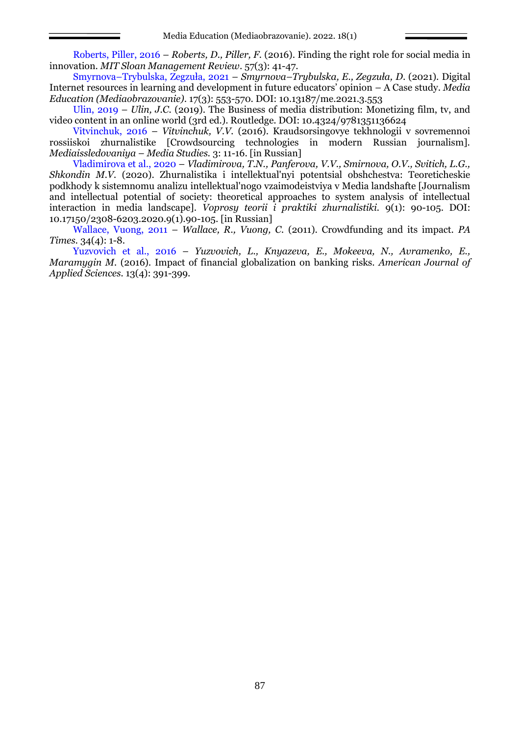Roberts, Piller, 2016 – *Roberts, D., Piller, F.* (2016). Finding the right role for social media in innovation. *MIT Sloan Management Review*. 57(3): 41-47.

Smyrnova–Trybulska, Zegzuła, 2021 – *Smyrnova–Trybulska, E., Zegzuła, D.* (2021). Digital Internet resources in learning and development in future educators' opinion – A Case study. *Media Education (Mediaobrazovanie)*. 17(3): 553-570. DOI: 10.13187/me.2021.3.553

Ulin, 2019 – *Ulin, J.C.* (2019). The Business of media distribution: Monetizing film, tv, and video content in an online world (3rd ed.). Routledge. DOI: 10.4324/9781351136624

Vitvinchuk, 2016 – *Vitvinchuk, V.V.* (2016). Kraudsorsingovye tekhnologii v sovremennoi rossiiskoi zhurnalistike [Crowdsourcing technologies in modern Russian journalism]. *Mediaissledovaniya – Media Studies*. 3: 11-16. [in Russian]

Vladimirova et al., 2020 – *Vladimirova, T.N., Panferova, V.V., Smirnova, O.V., Svitich, L.G., Shkondin M.V.* (2020). Zhurnalistika i intellektual'nyi potentsial obshchestva: Teoreticheskie podkhody k sistemnomu analizu intellektual'nogo vzaimodeistviya v Media landshafte [Journalism and intellectual potential of society: theoretical approaches to system analysis of intellectual interaction in media landscape]. *Voprosy teorii i praktiki zhurnalistiki*. 9(1): 90-105. DOI: 10.17150/2308-6203.2020.9(1).90-105. [in Russian]

Wallace, Vuong, 2011 – *Wallace, R., Vuong, C.* (2011). Crowdfunding and its impact. *PA Times*. 34(4): 1-8.

Yuzvovich et al., 2016 – *Yuzvovich, L., Knyazeva, E., Mokeeva, N., Avramenko, E., Maramygin M.* (2016). Impact of financial globalization on banking risks. *American Journal of Applied Sciences*. 13(4): 391-399.